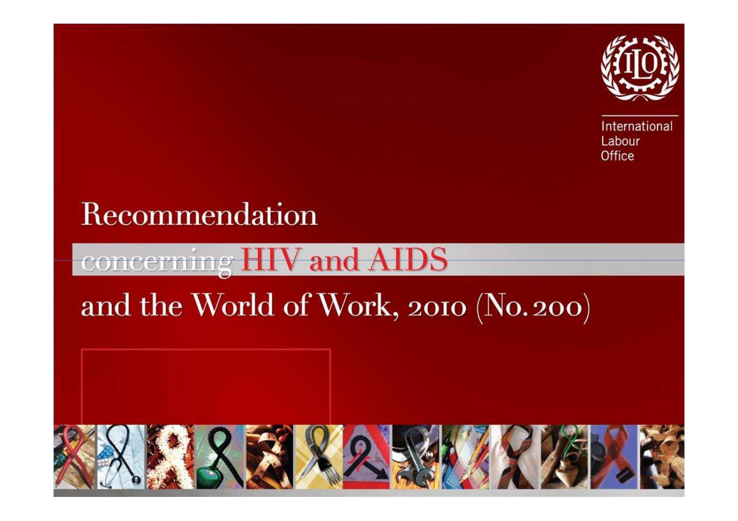International Labour Office

# Recommendation concerning HIV and AIDS and the World of Work, 2010 (No. 200)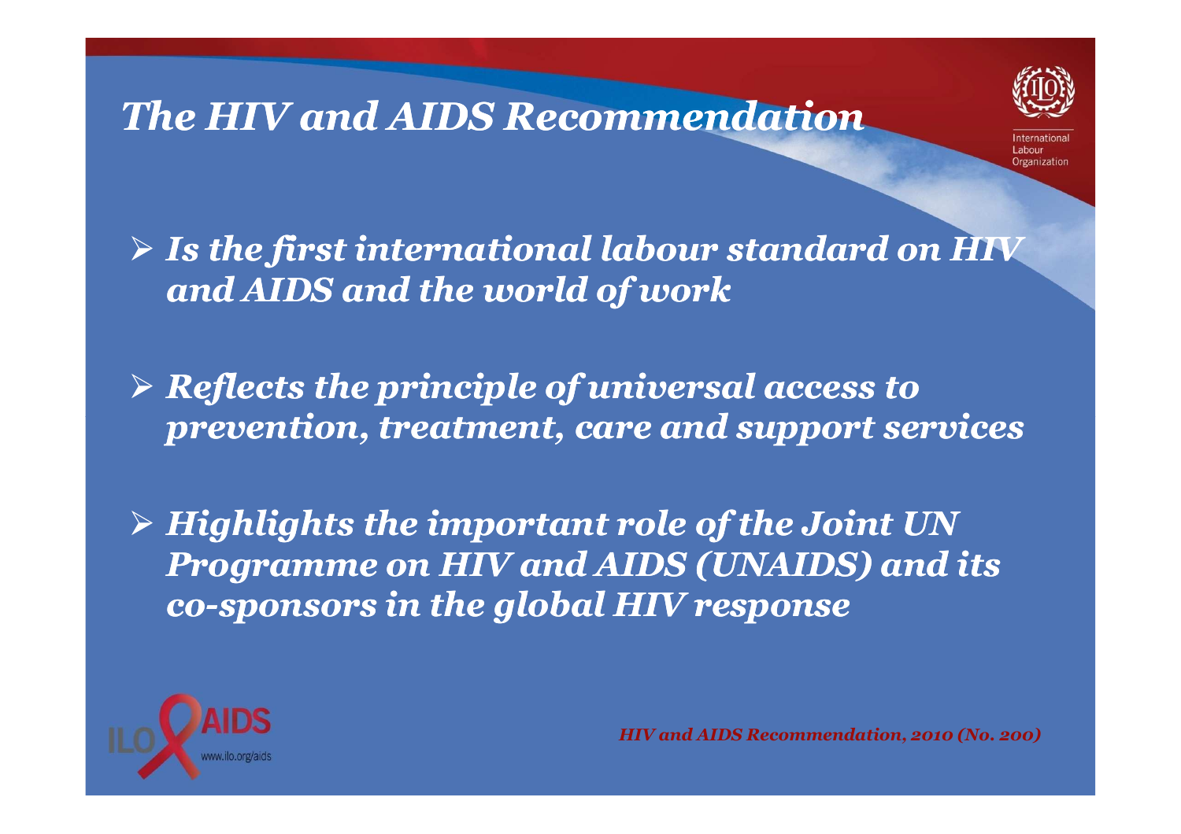# *The HIV and AIDS Recommendation*

- ***Is the first international labour standard on HIV and AIDS and the world of work***
- ***Reflects the principle of universal access to prevention, treatment, care and support services***
- ***Highlights the important role of the Joint UN Programme on HIV and AIDS (UNAIDS) and its co-sponsors in the global HIV response***

***HIV and AIDS Recommendation, 2010 (No. 200)***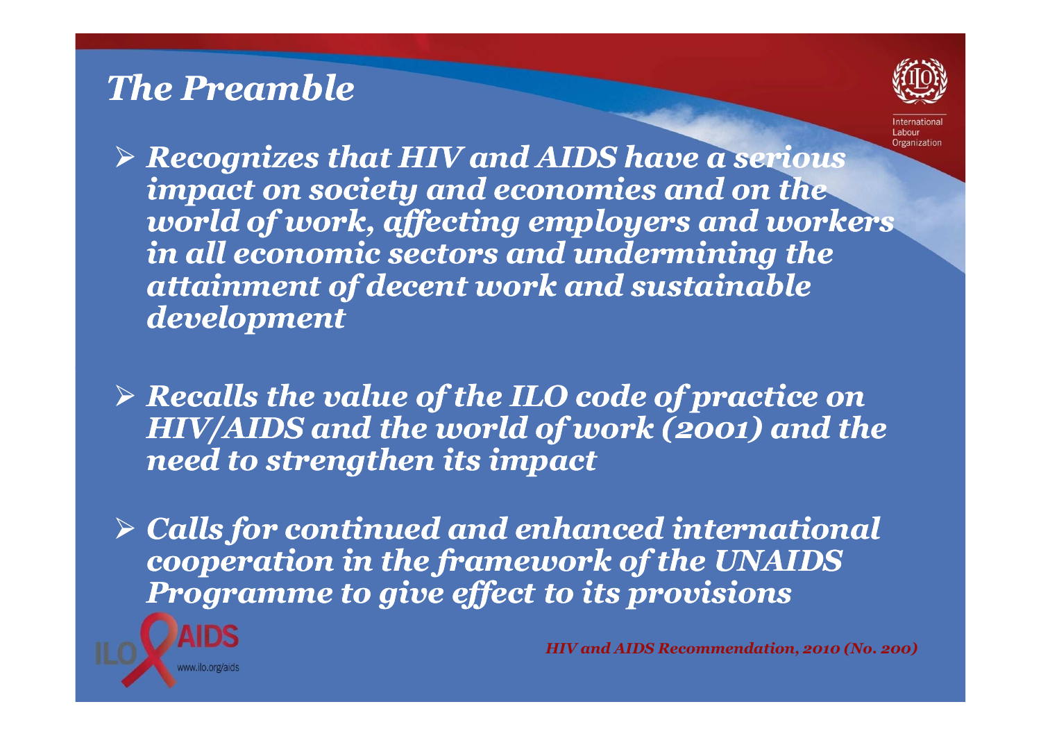## *The Preamble*

- ***Recognizes that HIV and AIDS have a serious impact on society and economies and on the world of work, affecting employers and workers in all economic sectors and undermining the attainment of decent work and sustainable development***

- ***Recalls the value of the ILO code of practice on HIV/AIDS and the world of work (2001) and the need to strengthen its impact***

- ***Calls for continued and enhanced international cooperation in the framework of the UNAIDS Programme to give effect to its provisions***

***HIV and AIDS Recommendation, 2010 (No. 200)***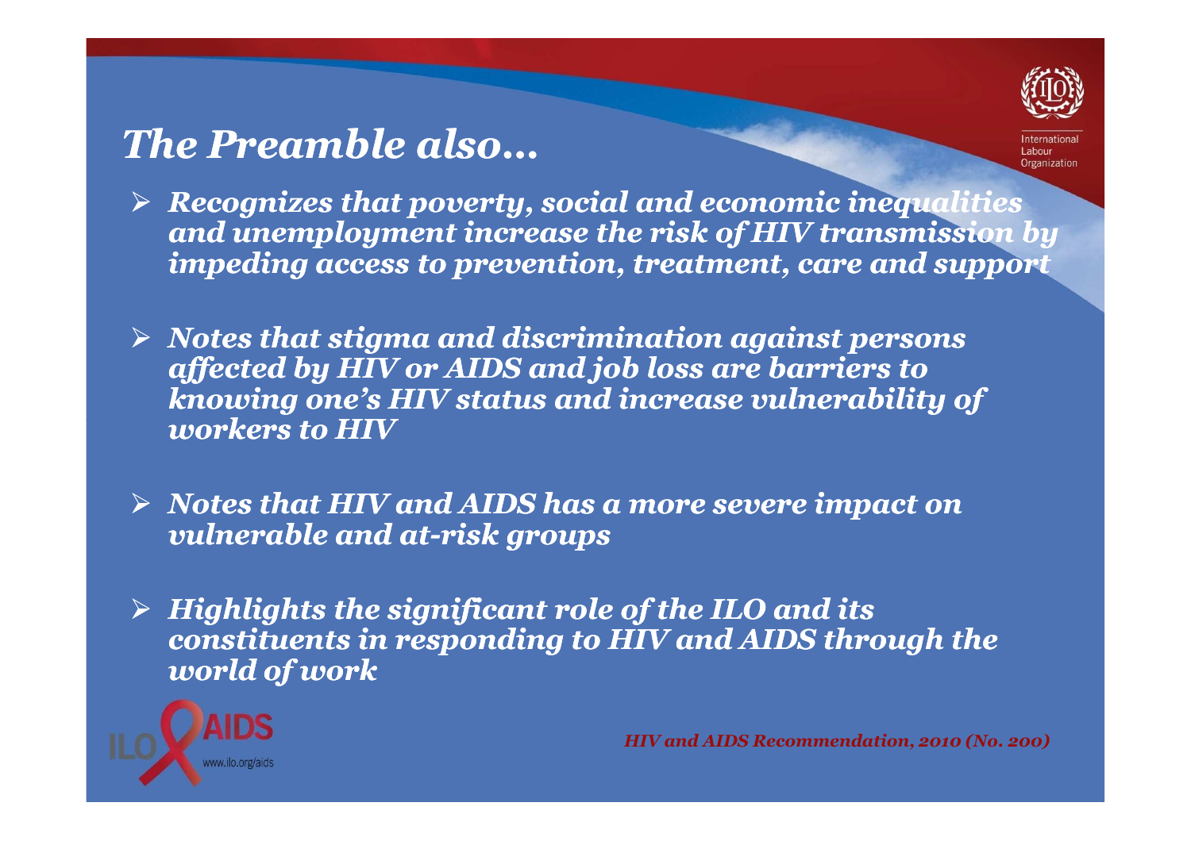# *The Preamble also…*

- ***Recognizes that poverty, social and economic inequalities and unemployment increase the risk of HIV transmission by impeding access to prevention, treatment, care and support***
- ***Notes that stigma and discrimination against persons affected by HIV or AIDS and job loss are barriers to knowing one's HIV status and increase vulnerability of workers to HIV***
- ***Notes that HIV and AIDS has a more severe impact on vulnerable and at-risk groups***
- ***Highlights the significant role of the ILO and its constituents in responding to HIV and AIDS through the world of work***

*HIV and AIDS Recommendation, 2010 (No. 200)*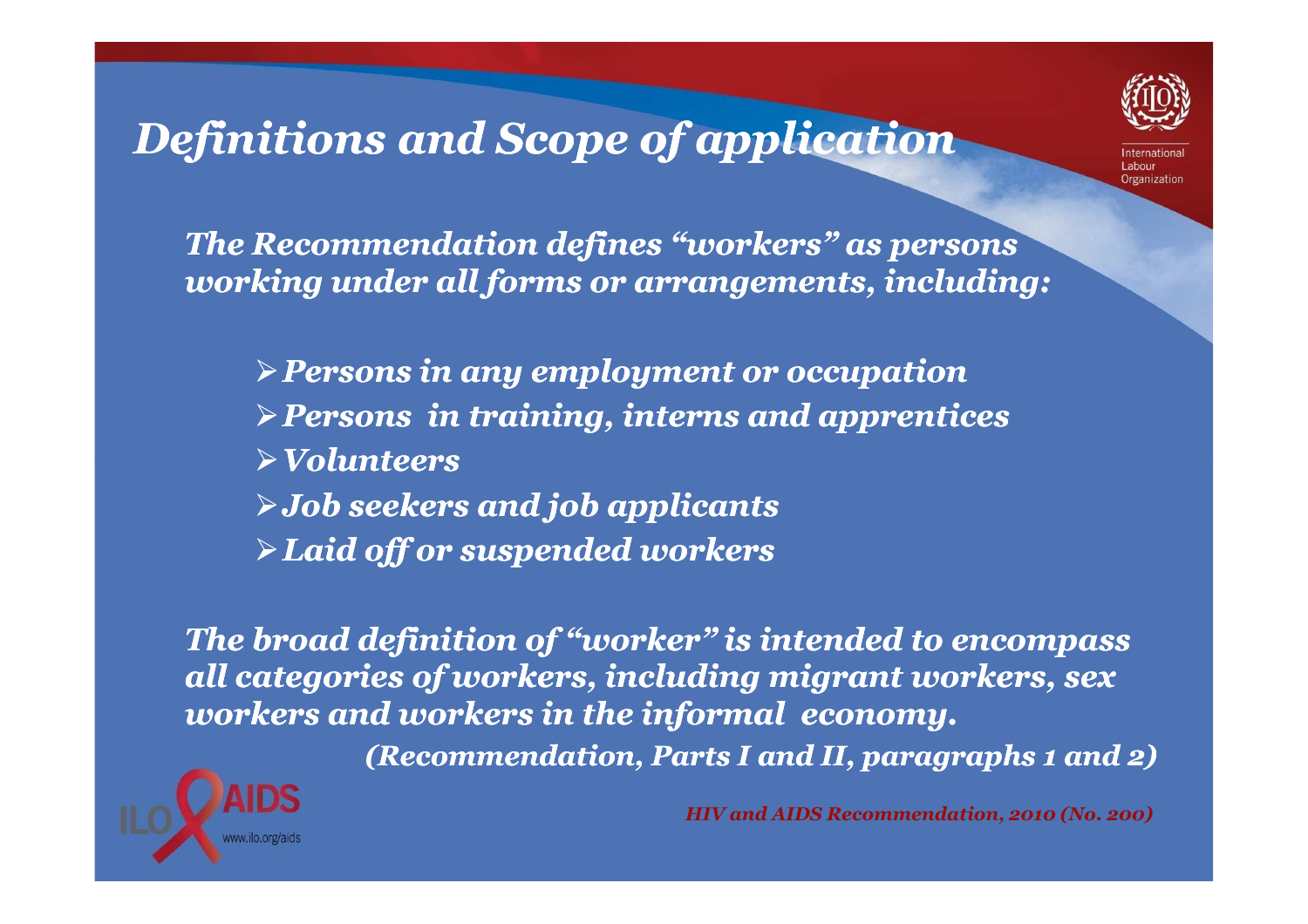# *Definitions and Scope of application*

***The Recommendation defines "workers" as persons working under all forms or arrangements, including:***

- ***Persons in any employment or occupation***
- ***Persons in training, interns and apprentices***
- ***Volunteers***
- ***Job seekers and job applicants***
- ***Laid off or suspended workers***

***The broad definition of "worker" is intended to encompass all categories of workers, including migrant workers, sex workers and workers in the informal economy.***

***(Recommendation, Parts I and II, paragraphs 1 and 2)***

***HIV and AIDS Recommendation, 2010 (No. 200)***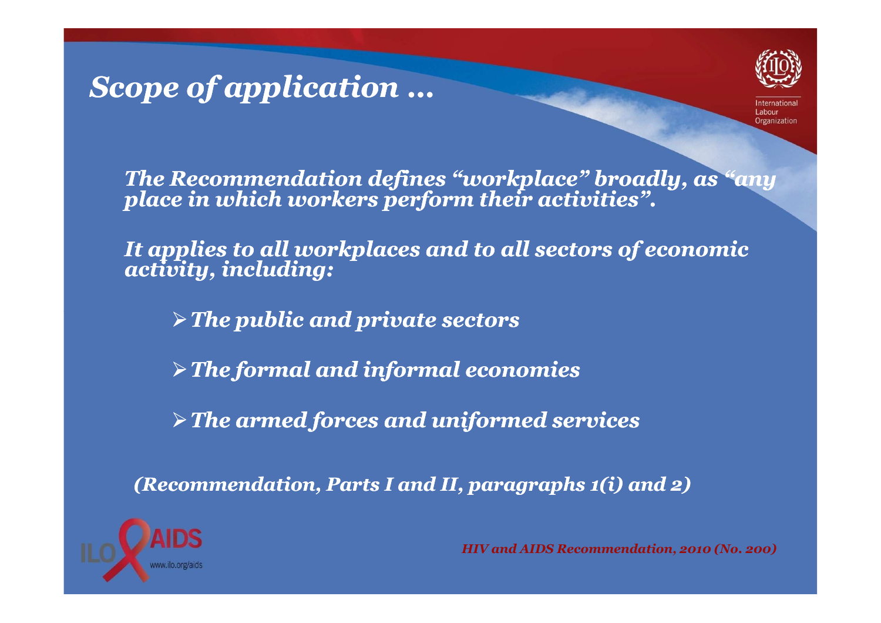# *Scope of application …*

***The Recommendation defines "workplace" broadly, as "any place in which workers perform their activities".***

***It applies to all workplaces and to all sectors of economic activity, including:***

- ***The public and private sectors***
- ***The formal and informal economies***
- ***The armed forces and uniformed services***

***(Recommendation, Parts I and II, paragraphs 1(i) and 2)***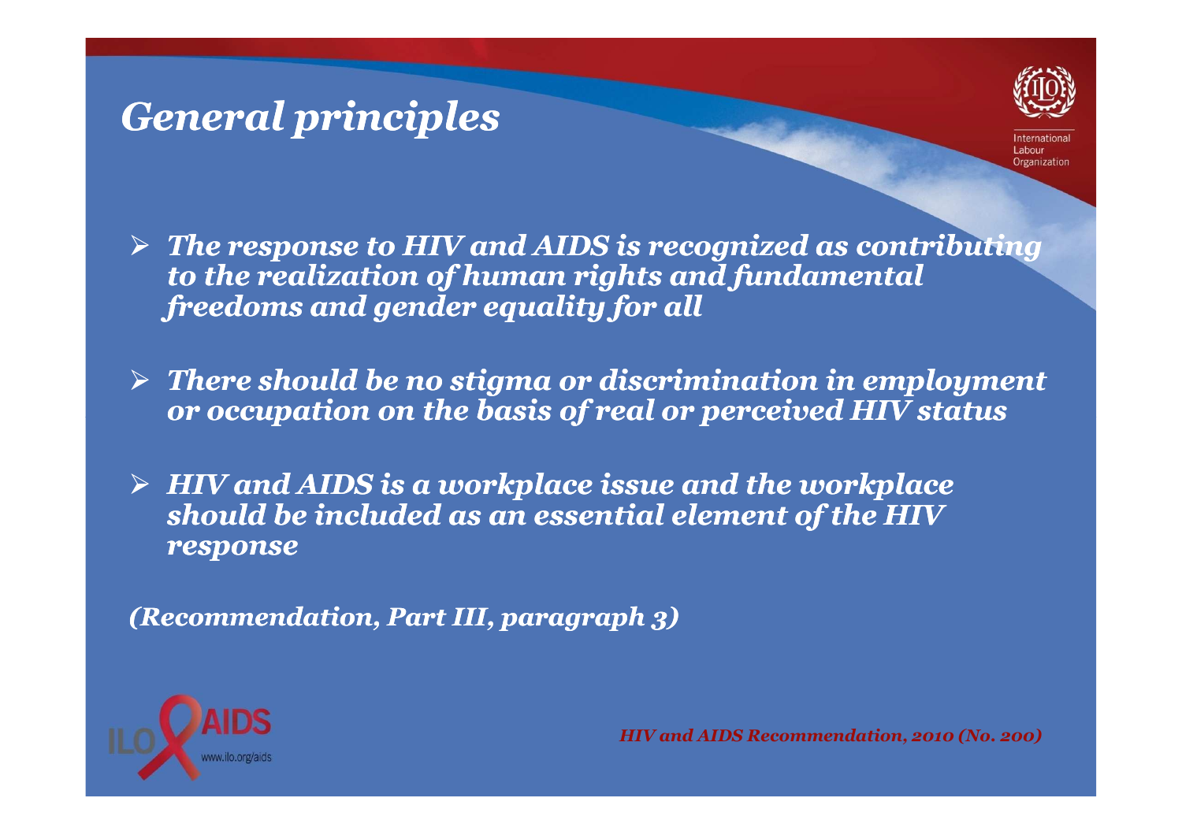# *General principles*

- ***The response to HIV and AIDS is recognized as contributing to the realization of human rights and fundamental freedoms and gender equality for all***
- ***There should be no stigma or discrimination in employment or occupation on the basis of real or perceived HIV status***
- ***HIV and AIDS is a workplace issue and the workplace should be included as an essential element of the HIV response***

***(Recommendation, Part III, paragraph 3)***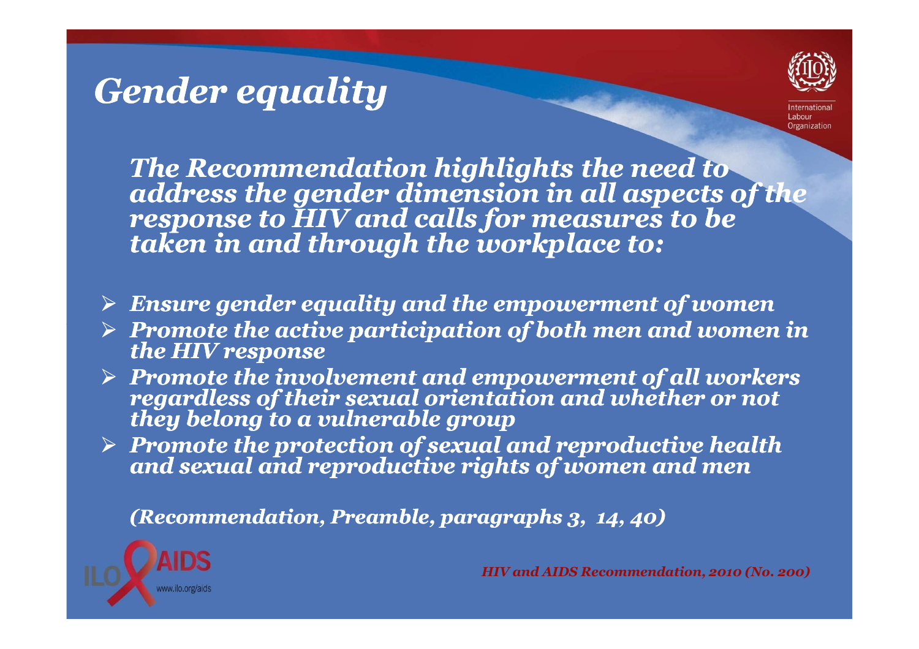# *Gender equality*

***The Recommendation highlights the need to address the gender dimension in all aspects of the response to HIV and calls for measures to be taken in and through the workplace to:***

- ***Ensure gender equality and the empowerment of women***
- ***Promote the active participation of both men and women in the HIV response***
- ***Promote the involvement and empowerment of all workers regardless of their sexual orientation and whether or not they belong to a vulnerable group***
- ***Promote the protection of sexual and reproductive health and sexual and reproductive rights of women and men***

***(Recommendation, Preamble, paragraphs 3, 14, 40)***

***HIV and AIDS Recommendation, 2010 (No. 200)***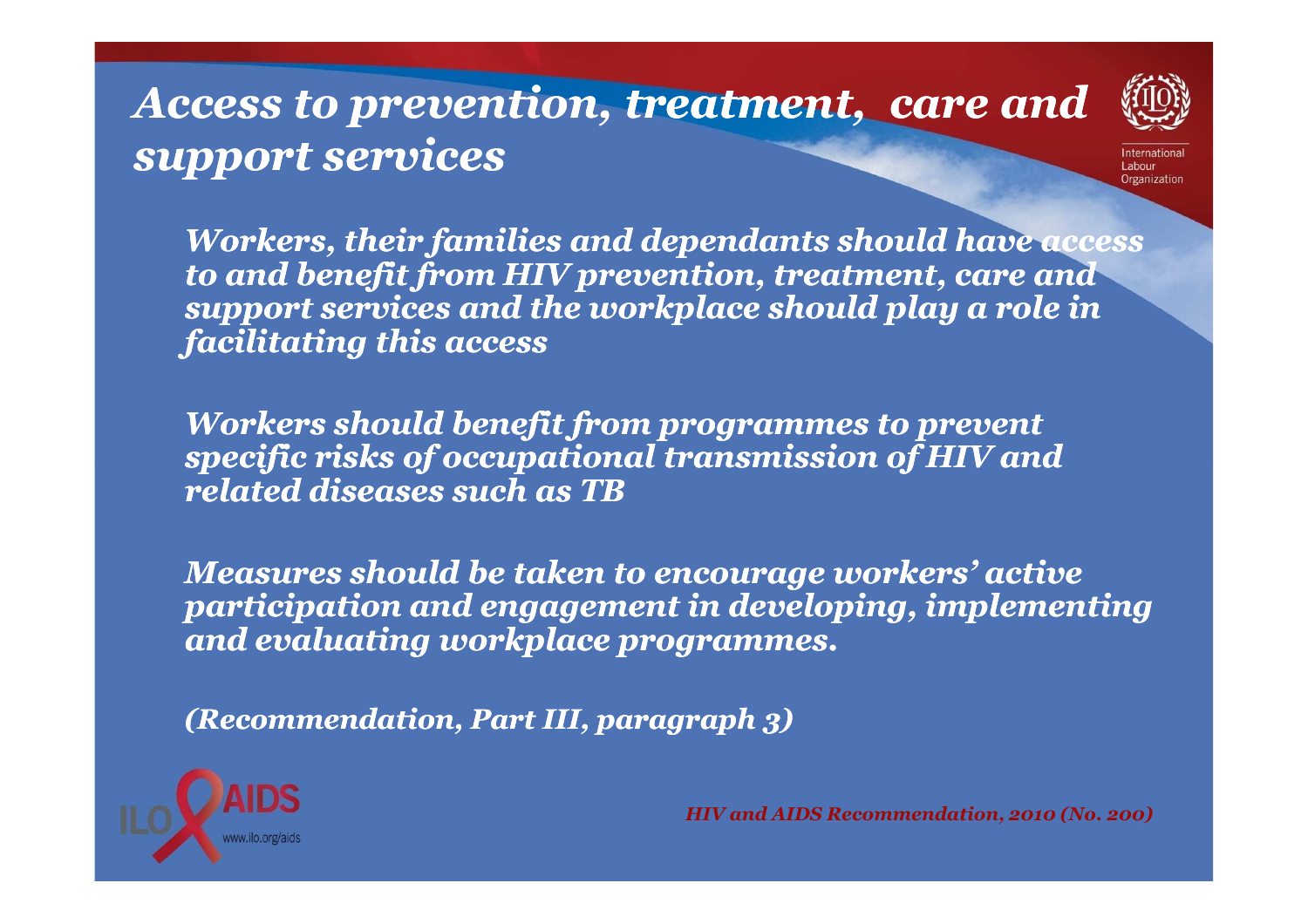# *Access to prevention, treatment, care and support services*

***Workers, their families and dependants should have access to and benefit from HIV prevention, treatment, care and support services and the workplace should play a role in facilitating this access***

***Workers should benefit from programmes to prevent specific risks of occupational transmission of HIV and related diseases such as TB***

***Measures should be taken to encourage workers' active participation and engagement in developing, implementing and evaluating workplace programmes.***

***(Recommendation, Part III, paragraph 3)***

***HIV and AIDS Recommendation, 2010 (No. 200)***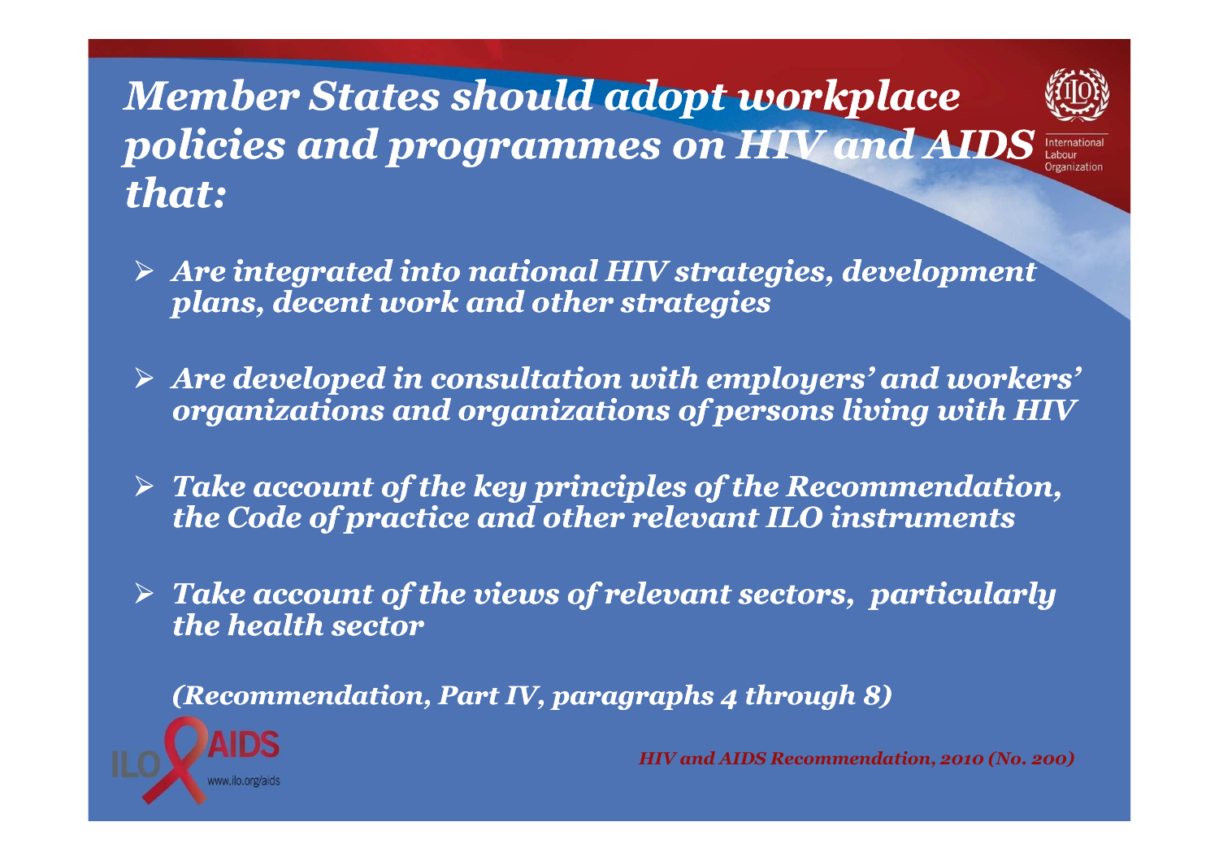# *Member States should adopt workplace policies and programmes on HIV and AIDS that:*

- ***Are integrated into national HIV strategies, development plans, decent work and other strategies***
- ***Are developed in consultation with employers' and workers' organizations and organizations of persons living with HIV***
- ***Take account of the key principles of the Recommendation, the Code of practice and other relevant ILO instruments***
- ***Take account of the views of relevant sectors, particularly the health sector***

***(Recommendation, Part IV, paragraphs 4 through 8)***

***HIV and AIDS Recommendation, 2010 (No. 200)***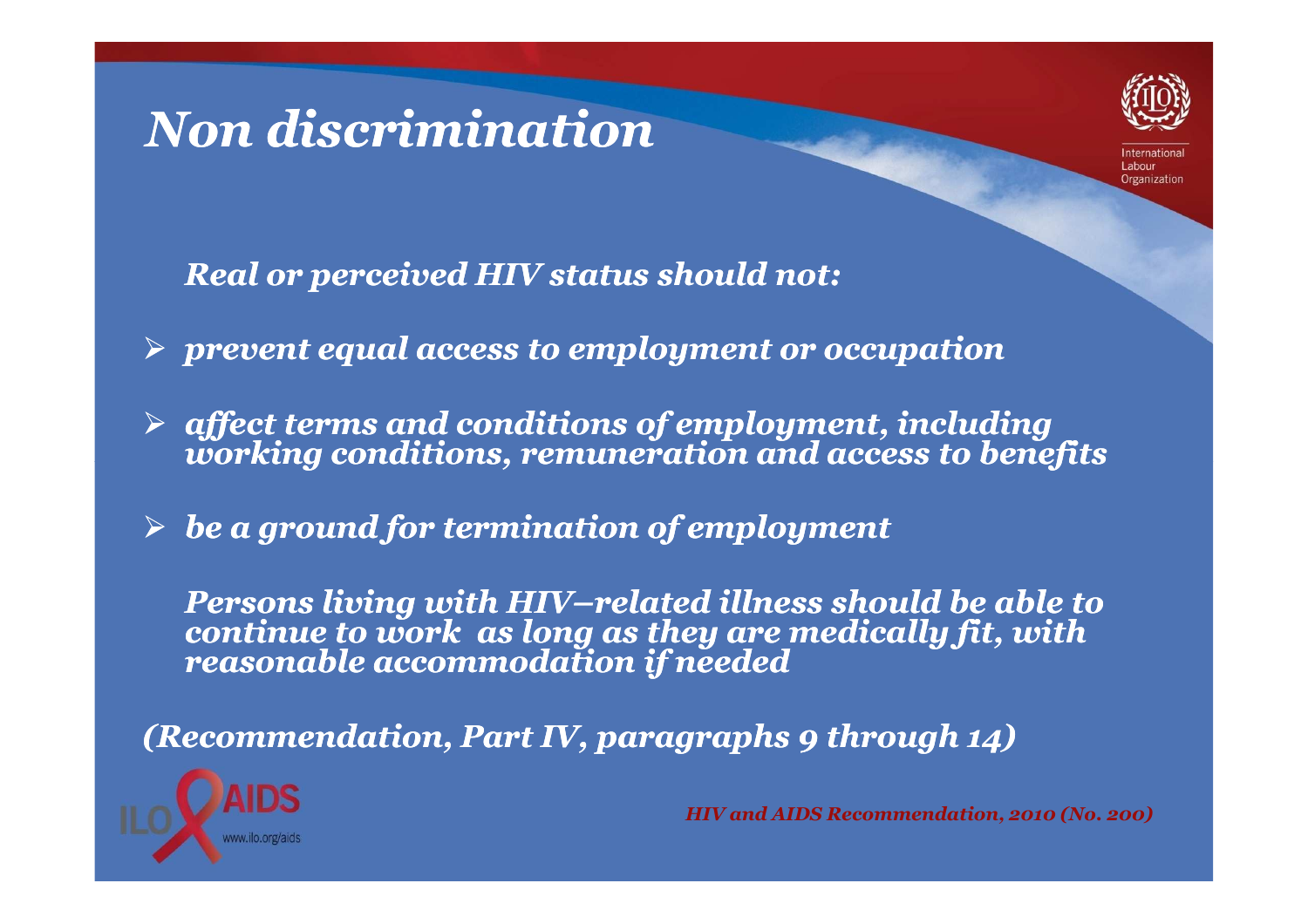# *Non discrimination*

*Real or perceived HIV status should not:*

- *prevent equal access to employment or occupation*
- *affect terms and conditions of employment, including working conditions, remuneration and access to benefits*
- *be a ground for termination of employment*

*Persons living with HIV–related illness should be able to continue to work as long as they are medically fit, with reasonable accommodation if needed*

*(Recommendation, Part IV, paragraphs 9 through 14)*

*HIV and AIDS Recommendation, 2010 (No. 200)*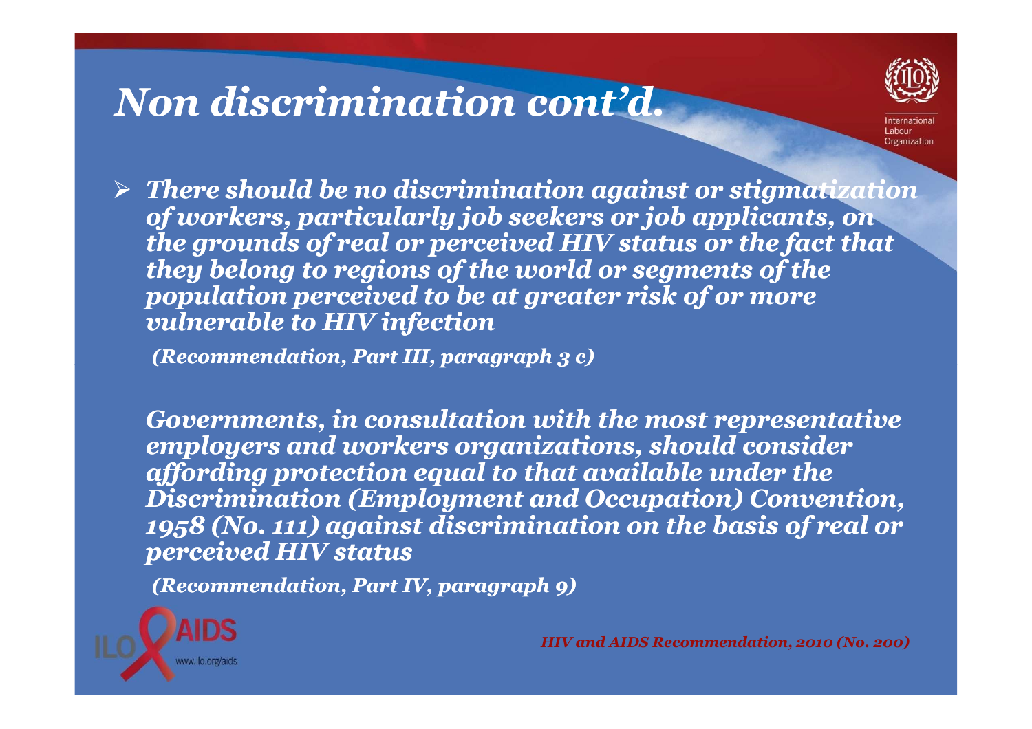# *Non discrimination cont'd.*

- ***There should be no discrimination against or stigmatization of workers, particularly job seekers or job applicants, on the grounds of real or perceived HIV status or the fact that they belong to regions of the world or segments of the population perceived to be at greater risk of or more vulnerable to HIV infection***

  ***(Recommendation, Part III, paragraph 3 c)***

  ***Governments, in consultation with the most representative employers and workers organizations, should consider affording protection equal to that available under the Discrimination (Employment and Occupation) Convention, 1958 (No. 111) against discrimination on the basis of real or perceived HIV status***

  ***(Recommendation, Part IV, paragraph 9)***

***HIV and AIDS Recommendation, 2010 (No. 200)***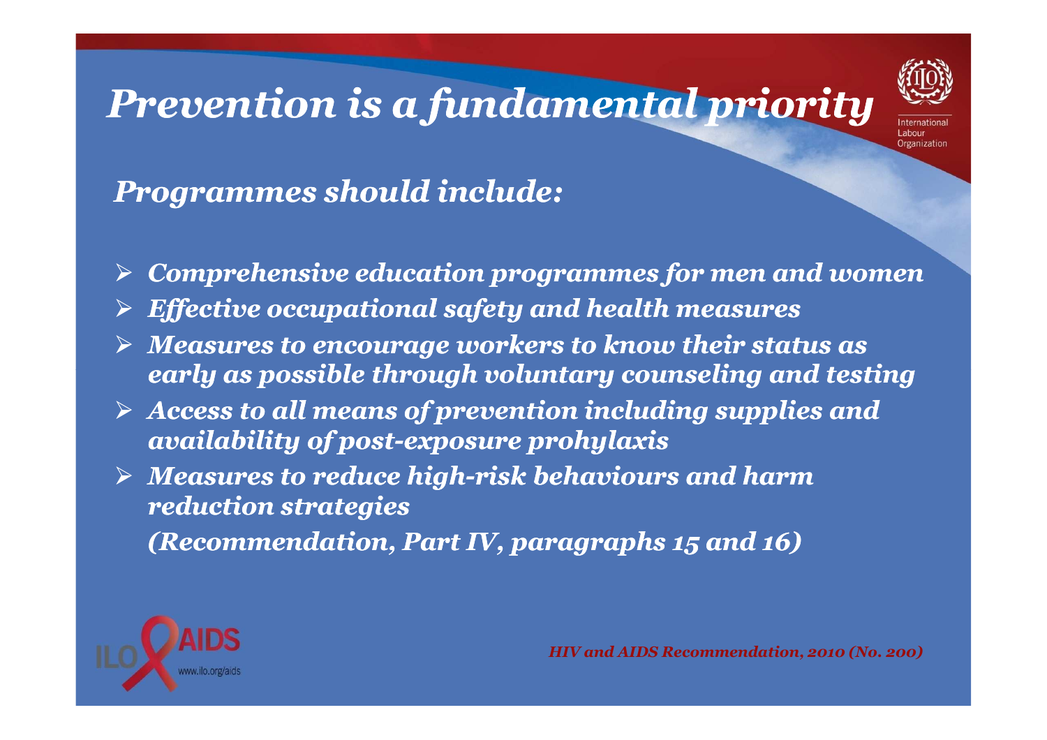# *Prevention is a fundamental priority*

## *Programmes should include:*

- ***Comprehensive education programmes for men and women***
- ***Effective occupational safety and health measures***
- ***Measures to encourage workers to know their status as early as possible through voluntary counseling and testing***
- ***Access to all means of prevention including supplies and availability of post-exposure prohylaxis***
- ***Measures to reduce high-risk behaviours and harm reduction strategies***

  ***(Recommendation, Part IV, paragraphs 15 and 16)***

***HIV and AIDS Recommendation, 2010 (No. 200)***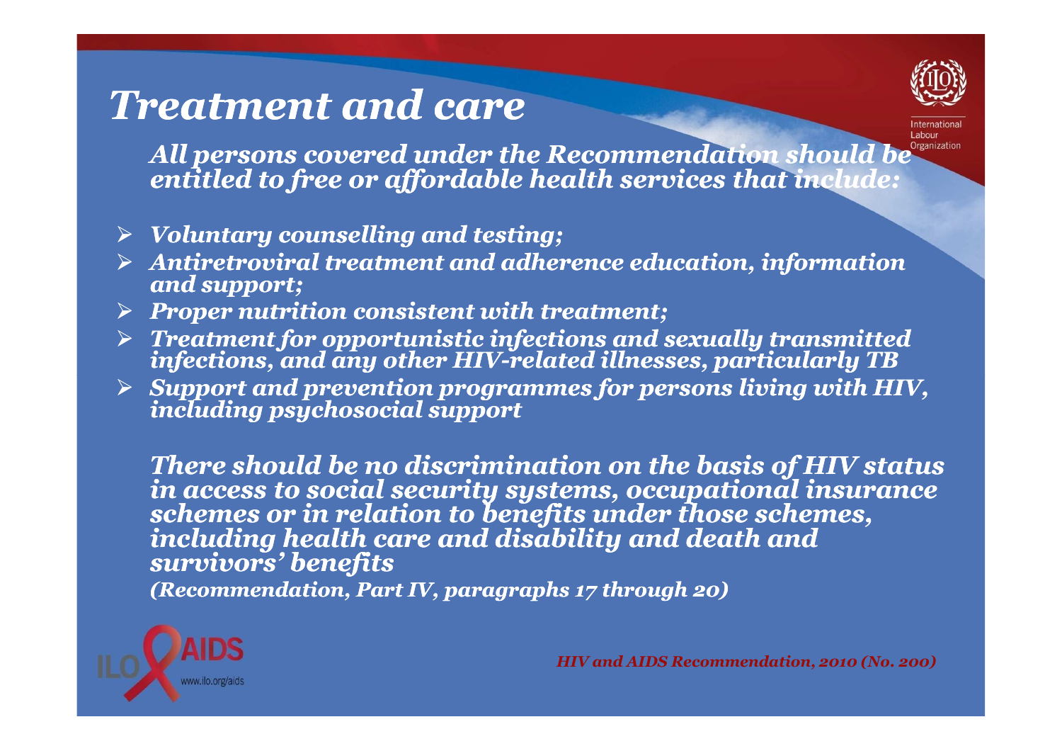# *Treatment and care*

***All persons covered under the Recommendation should be entitled to free or affordable health services that include:***

- ***Voluntary counselling and testing;***
- ***Antiretroviral treatment and adherence education, information and support;***
- ***Proper nutrition consistent with treatment;***
- ***Treatment for opportunistic infections and sexually transmitted infections, and any other HIV-related illnesses, particularly TB***
- ***Support and prevention programmes for persons living with HIV, including psychosocial support***

***There should be no discrimination on the basis of HIV status in access to social security systems, occupational insurance schemes or in relation to benefits under those schemes, including health care and disability and death and survivors' benefits***

***(Recommendation, Part IV, paragraphs 17 through 20)***

***HIV and AIDS Recommendation, 2010 (No. 200)***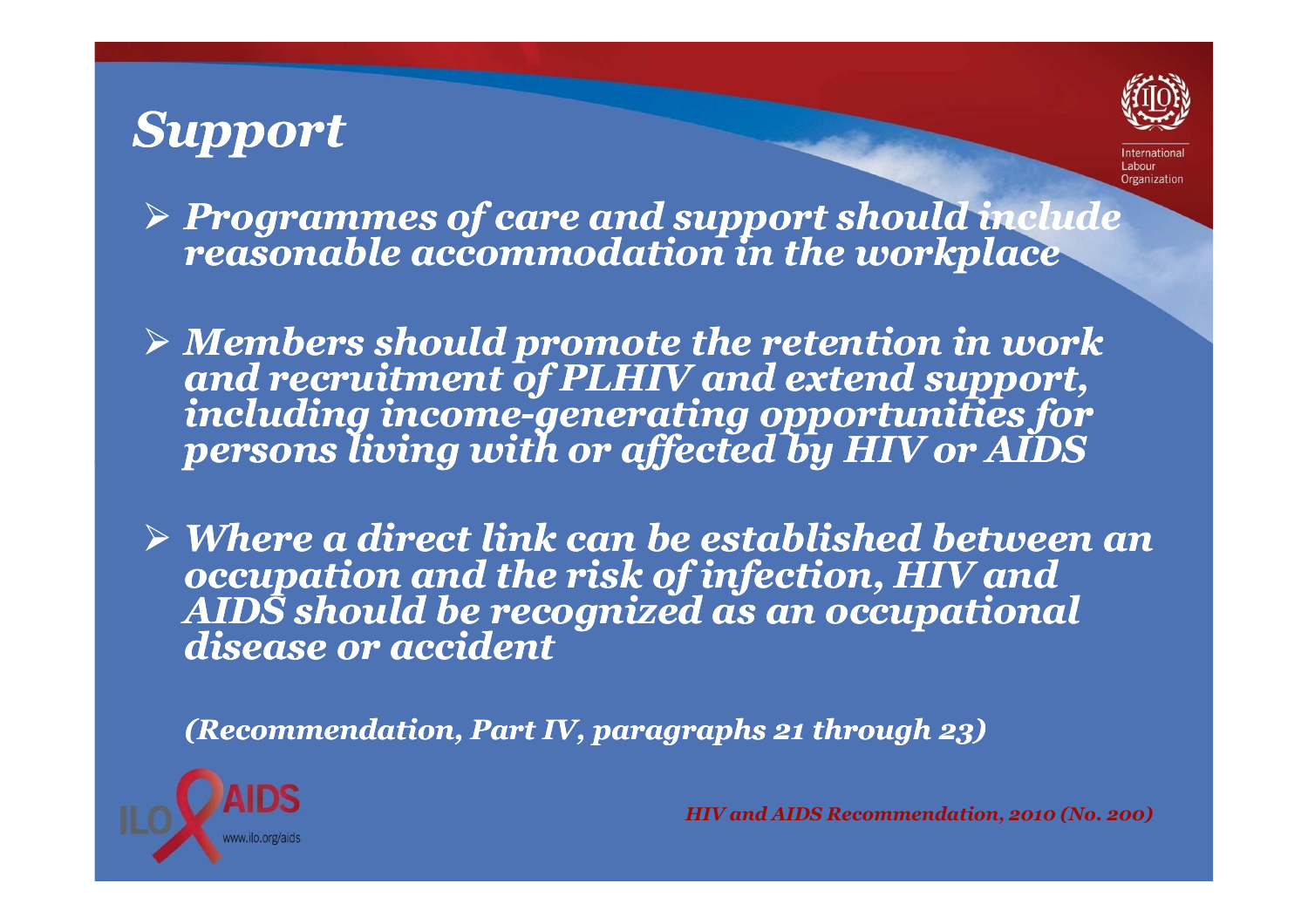# *Support*

- ***Programmes of care and support should include reasonable accommodation in the workplace***
- ***Members should promote the retention in work and recruitment of PLHIV and extend support, including income-generating opportunities for persons living with or affected by HIV or AIDS***
- ***Where a direct link can be established between an occupation and the risk of infection, HIV and AIDS should be recognized as an occupational disease or accident***

***(Recommendation, Part IV, paragraphs 21 through 23)***

***HIV and AIDS Recommendation, 2010 (No. 200)***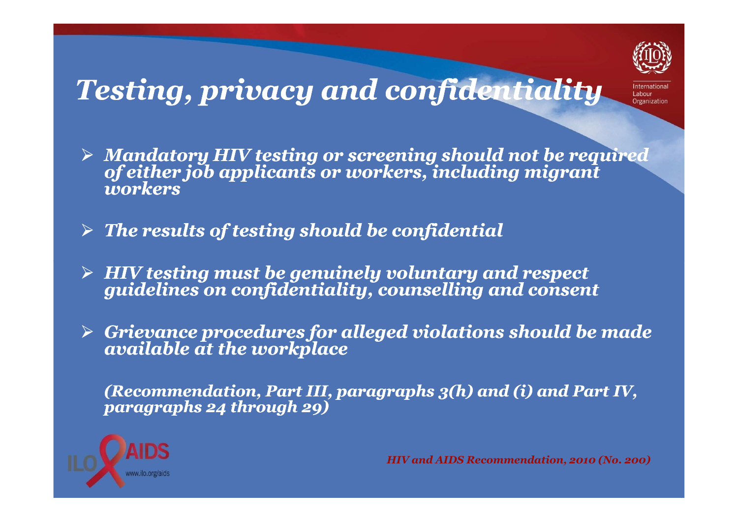# *Testing, privacy and confidentiality*

- ***Mandatory HIV testing or screening should not be required of either job applicants or workers, including migrant workers***
- ***The results of testing should be confidential***
- ***HIV testing must be genuinely voluntary and respect guidelines on confidentiality, counselling and consent***
- ***Grievance procedures for alleged violations should be made available at the workplace***

***(Recommendation, Part III, paragraphs 3(h) and (i) and Part IV, paragraphs 24 through 29)***

***HIV and AIDS Recommendation, 2010 (No. 200)***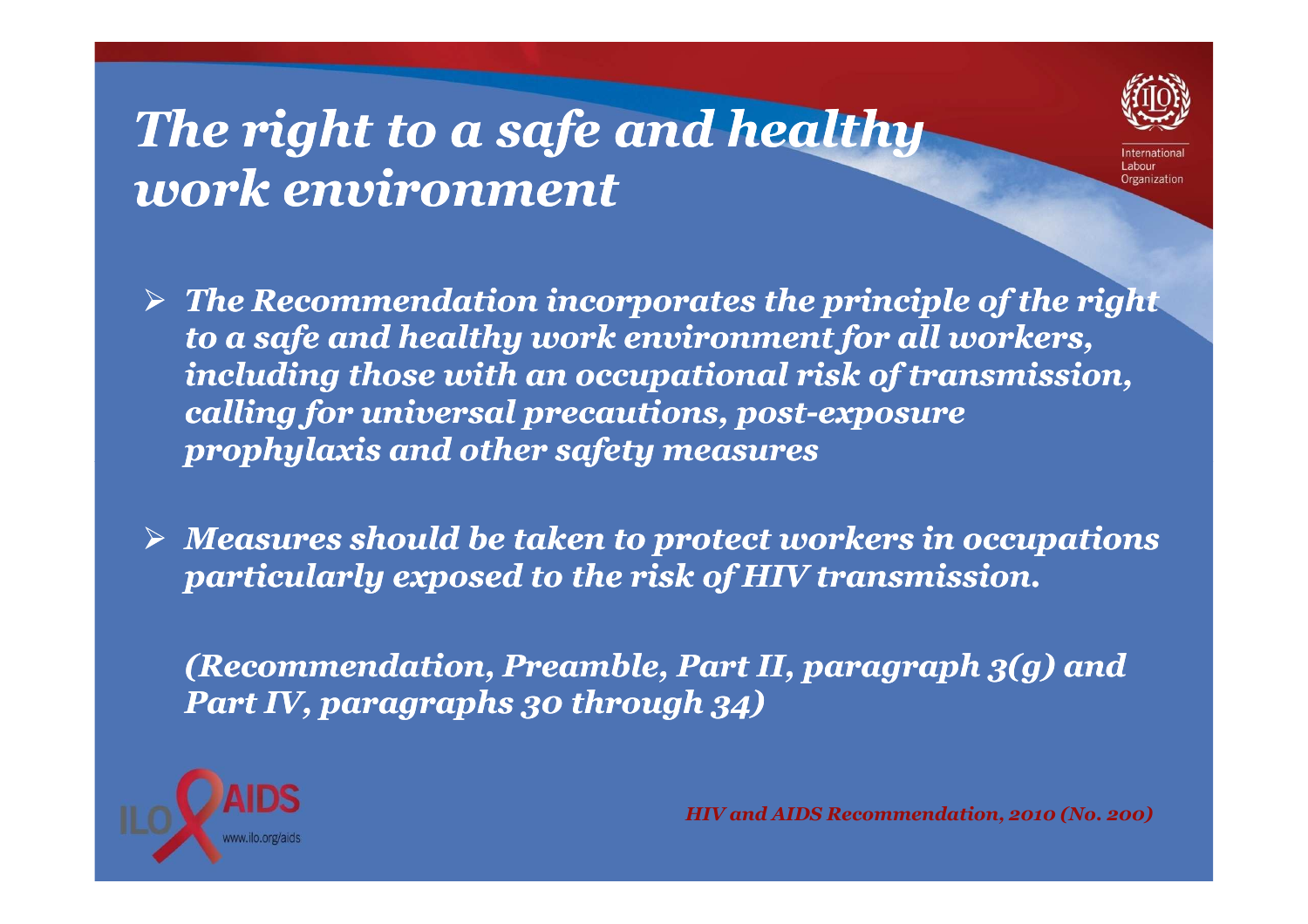# *The right to a safe and healthy work environment*

- ***The Recommendation incorporates the principle of the right to a safe and healthy work environment for all workers, including those with an occupational risk of transmission, calling for universal precautions, post-exposure prophylaxis and other safety measures***

- ***Measures should be taken to protect workers in occupations particularly exposed to the risk of HIV transmission.***

***(Recommendation, Preamble, Part II, paragraph 3(g) and Part IV, paragraphs 30 through 34)***

*HIV and AIDS Recommendation, 2010 (No. 200)*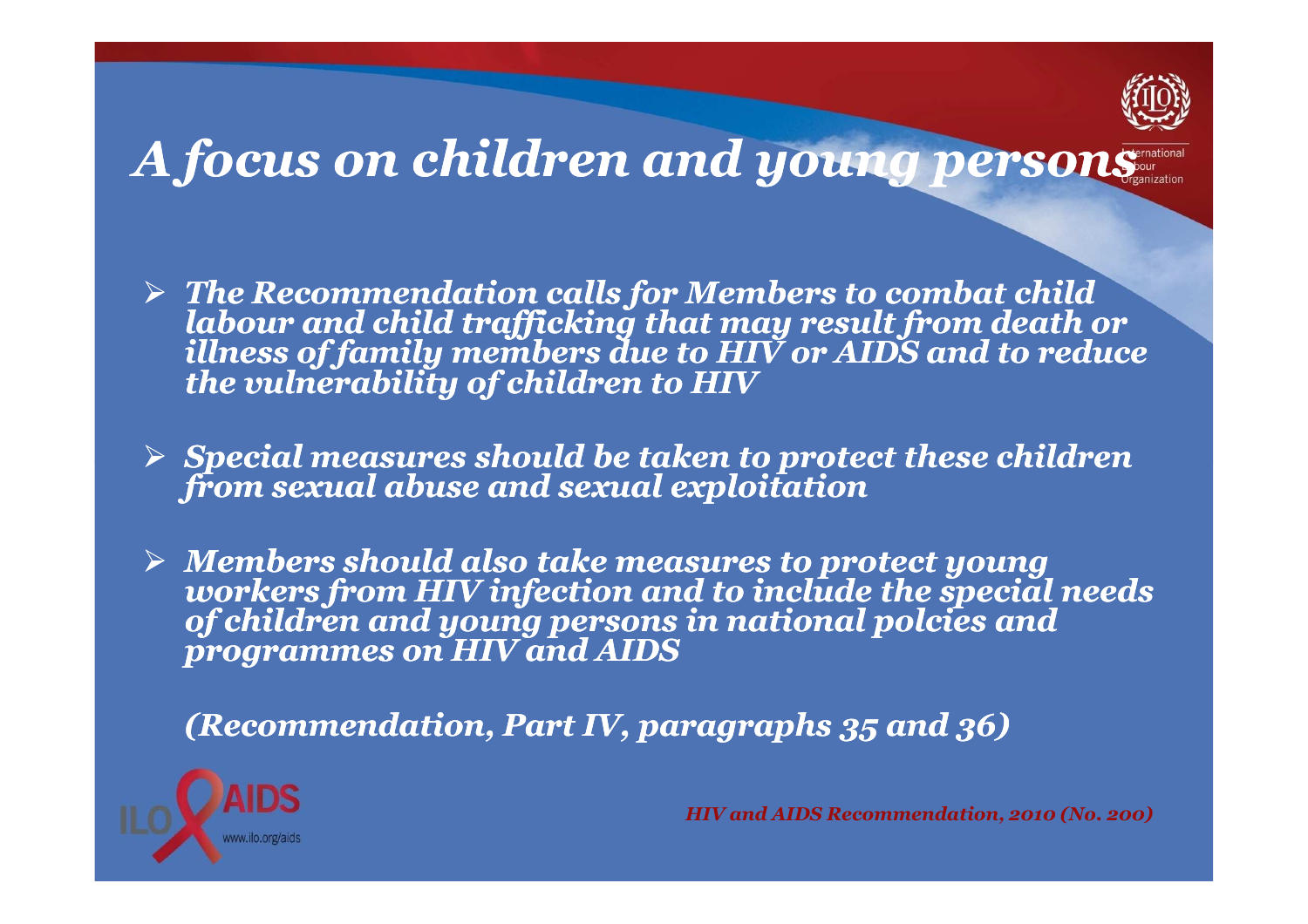# A focus on children and young persons

- The Recommendation calls for Members to combat child labour and child trafficking that may result from death or illness of family members due to HIV or AIDS and to reduce the vulnerability of children to HIV
- Special measures should be taken to protect these children from sexual abuse and sexual exploitation
- Members should also take measures to protect young workers from HIV infection and to include the special needs of children and young persons in national polcies and programmes on HIV and AIDS

*(Recommendation, Part IV, paragraphs 35 and 36)*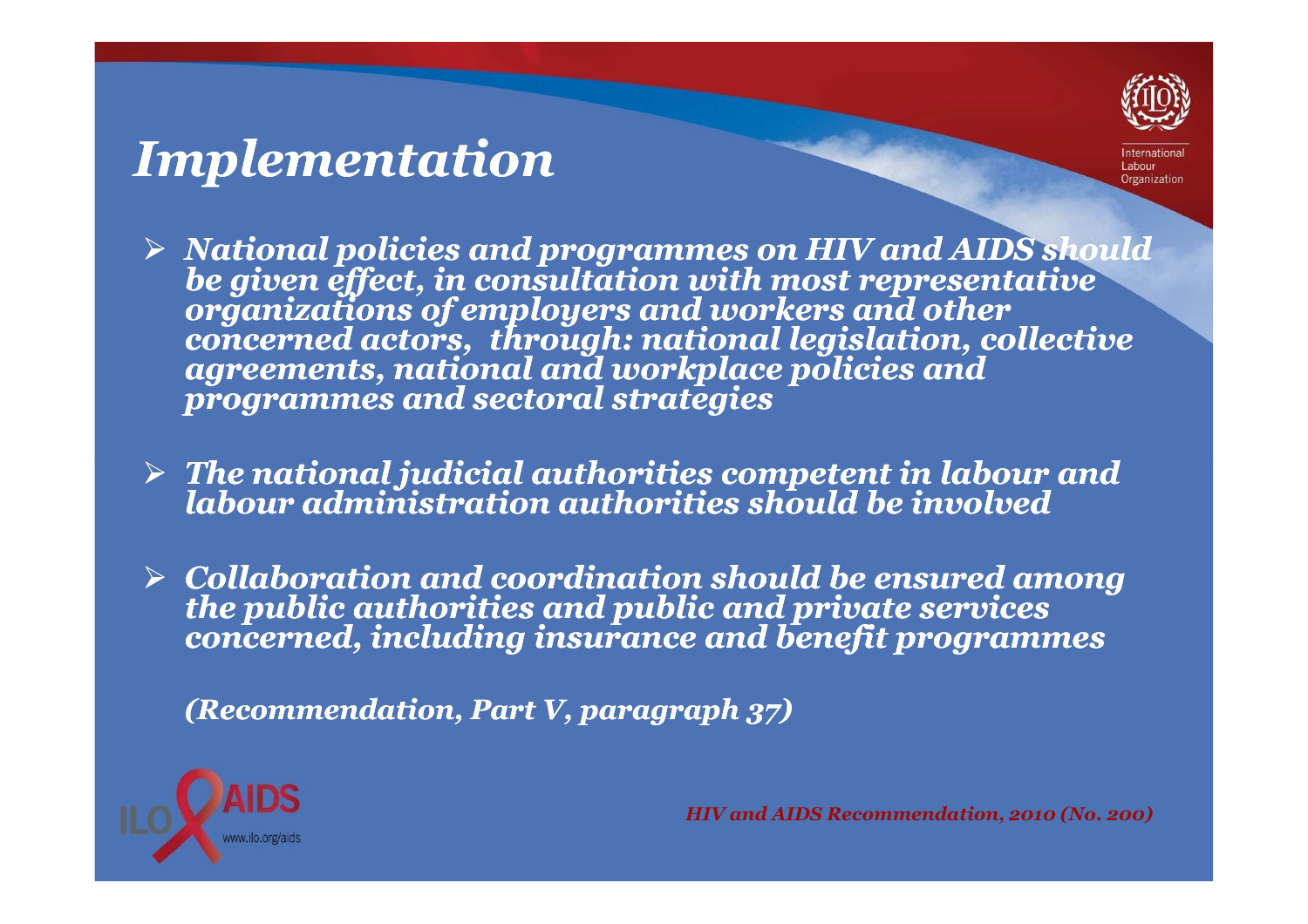# *Implementation*

- ***National policies and programmes on HIV and AIDS should be given effect, in consultation with most representative organizations of employers and workers and other concerned actors, through: national legislation, collective agreements, national and workplace policies and programmes and sectoral strategies***
- ***The national judicial authorities competent in labour and labour administration authorities should be involved***
- ***Collaboration and coordination should be ensured among the public authorities and public and private services concerned, including insurance and benefit programmes***

***(Recommendation, Part V, paragraph 37)***

***HIV and AIDS Recommendation, 2010 (No. 200)***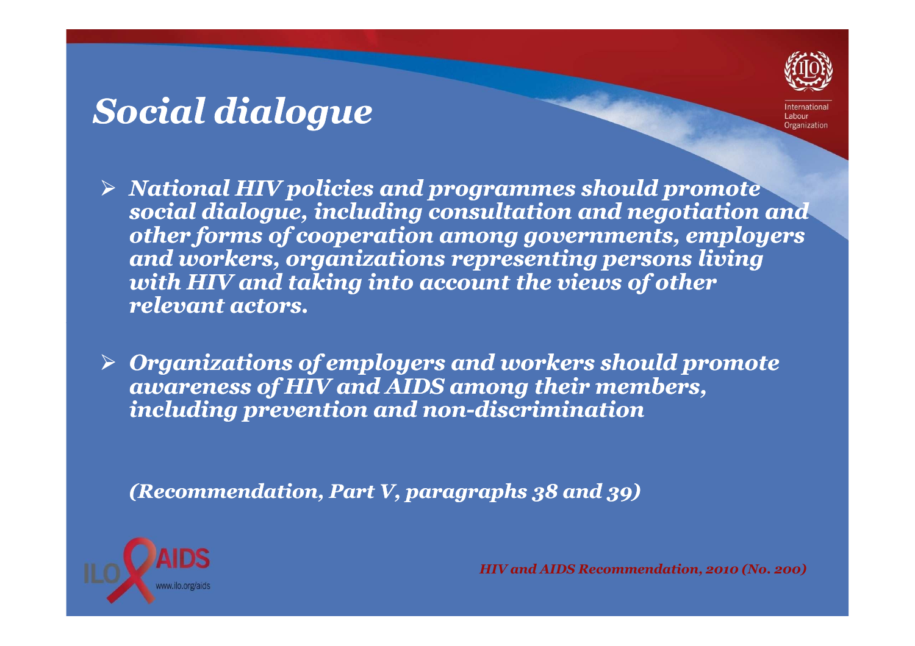# *Social dialogue*

- ***National HIV policies and programmes should promote social dialogue, including consultation and negotiation and other forms of cooperation among governments, employers and workers, organizations representing persons living with HIV and taking into account the views of other relevant actors.***

- ***Organizations of employers and workers should promote awareness of HIV and AIDS among their members, including prevention and non-discrimination***

***(Recommendation, Part V, paragraphs 38 and 39)***

***HIV and AIDS Recommendation, 2010 (No. 200)***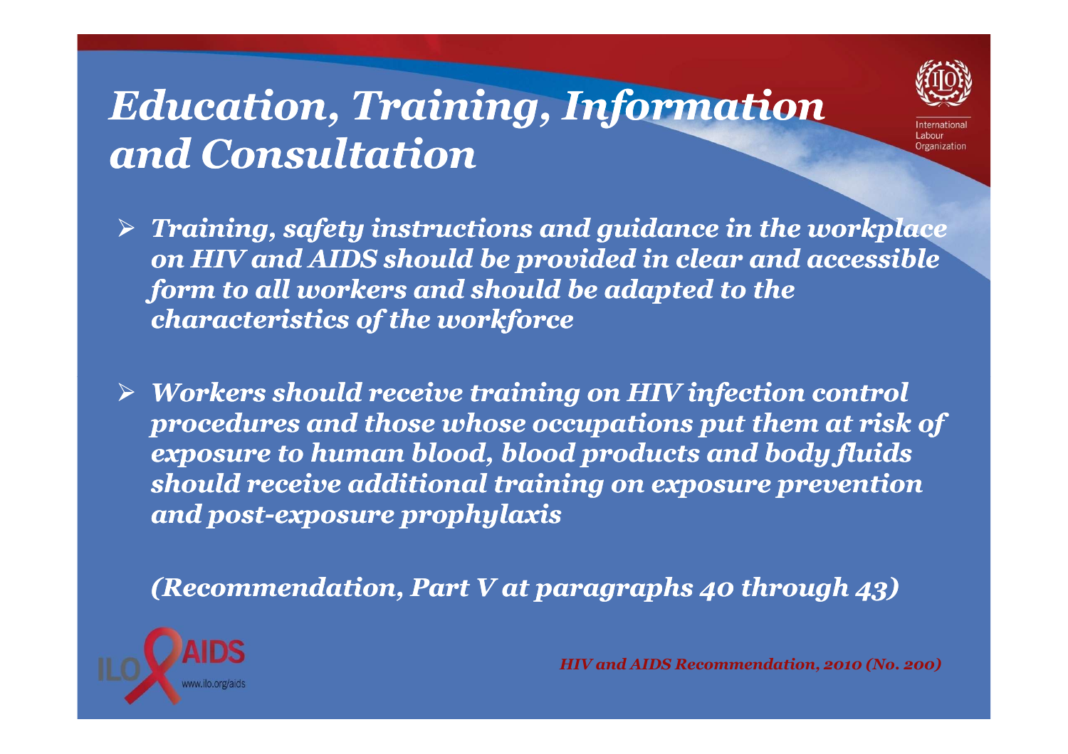# *Education, Training, Information and Consultation*

- ***Training, safety instructions and guidance in the workplace on HIV and AIDS should be provided in clear and accessible form to all workers and should be adapted to the characteristics of the workforce***

- ***Workers should receive training on HIV infection control procedures and those whose occupations put them at risk of exposure to human blood, blood products and body fluids should receive additional training on exposure prevention and post-exposure prophylaxis***

***(Recommendation, Part V at paragraphs 40 through 43)***

*HIV and AIDS Recommendation, 2010 (No. 200)*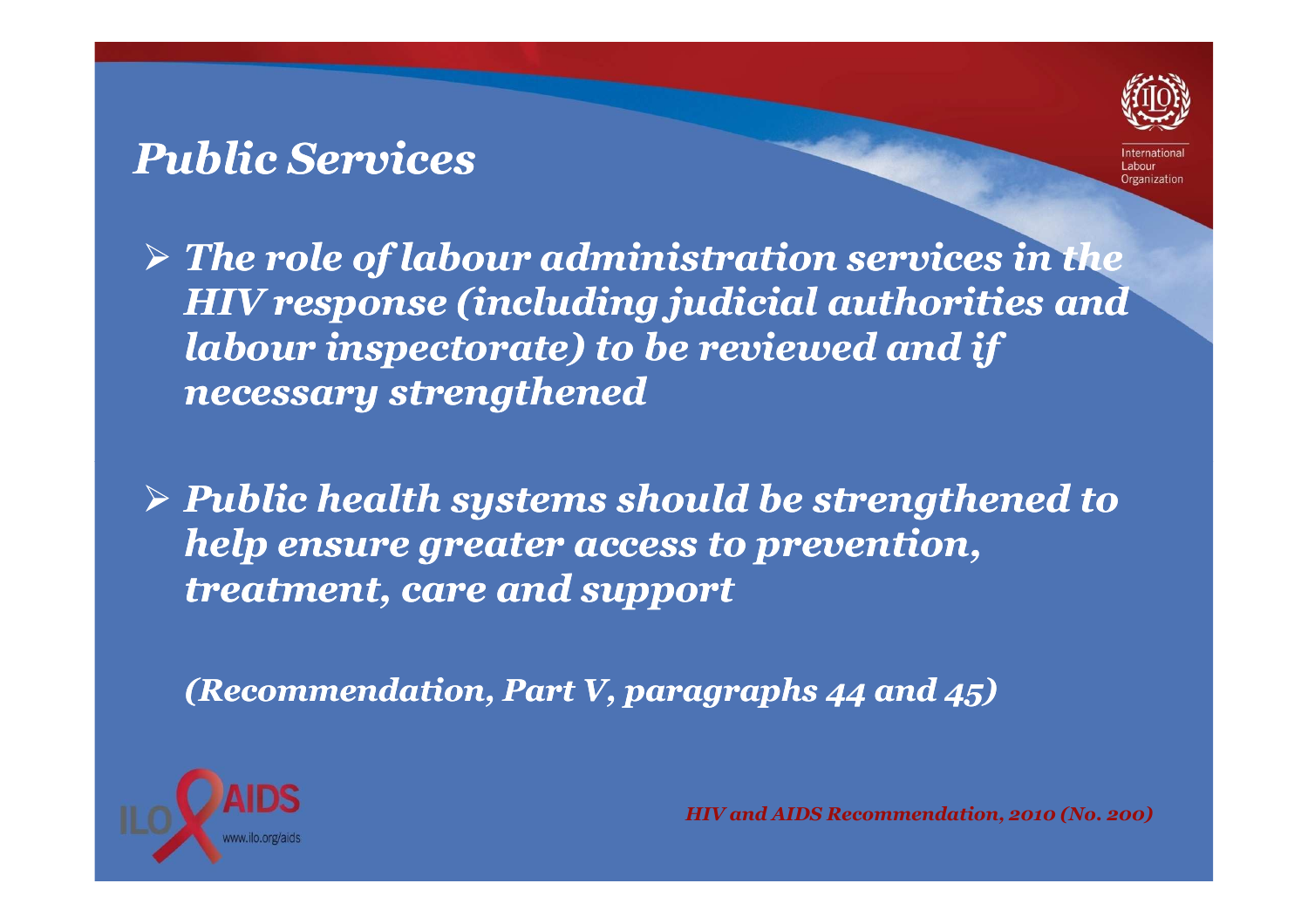# *Public Services*

- ***The role of labour administration services in the HIV response (including judicial authorities and labour inspectorate) to be reviewed and if necessary strengthened***

- ***Public health systems should be strengthened to help ensure greater access to prevention, treatment, care and support***

***(Recommendation, Part V, paragraphs 44 and 45)***

***HIV and AIDS Recommendation, 2010 (No. 200)***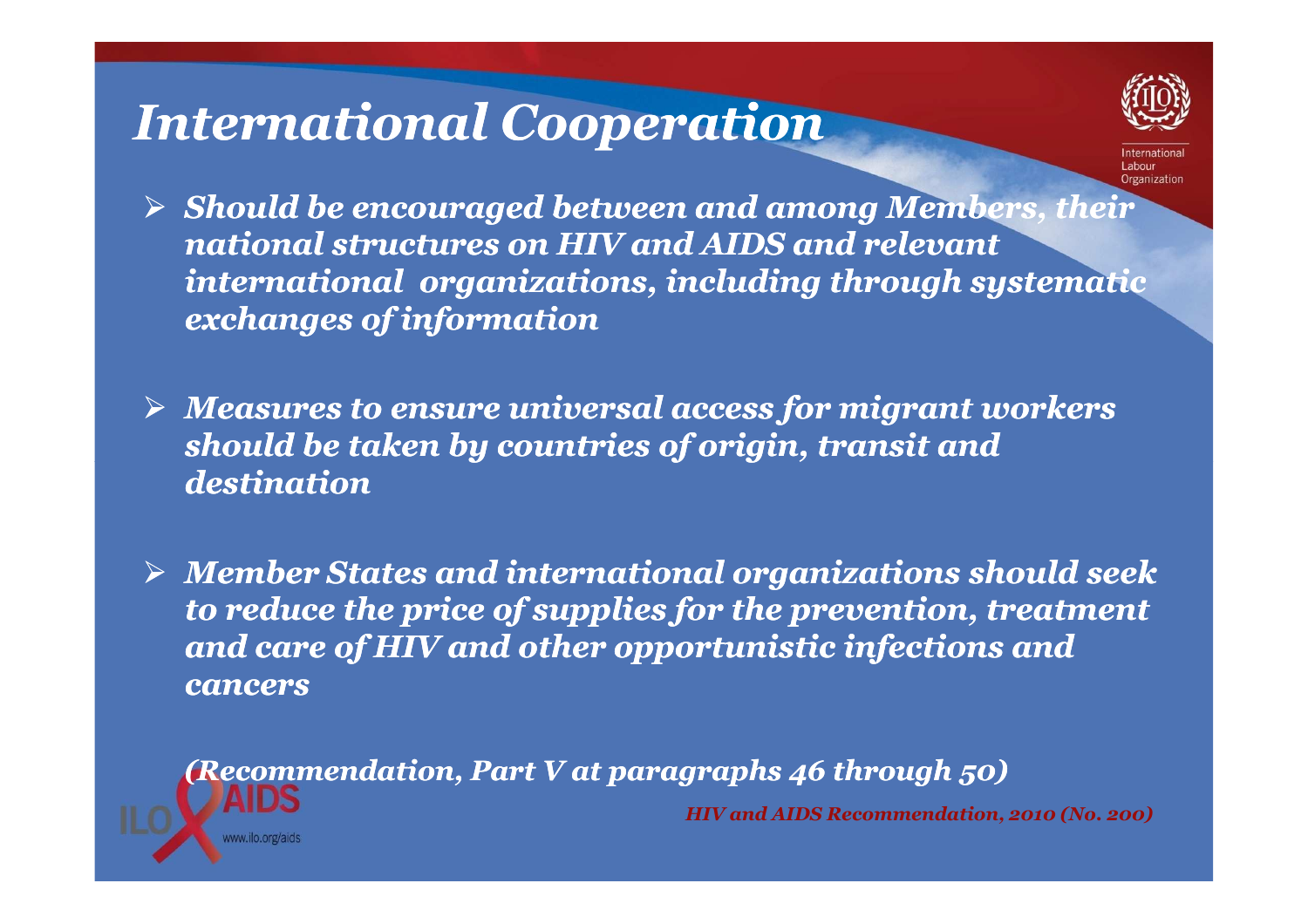# *International Cooperation*

- ***Should be encouraged between and among Members, their national structures on HIV and AIDS and relevant international organizations, including through systematic exchanges of information***

- ***Measures to ensure universal access for migrant workers should be taken by countries of origin, transit and destination***

- ***Member States and international organizations should seek to reduce the price of supplies for the prevention, treatment and care of HIV and other opportunistic infections and cancers***

***(Recommendation, Part V at paragraphs 46 through 50)***

***HIV and AIDS Recommendation, 2010 (No. 200)***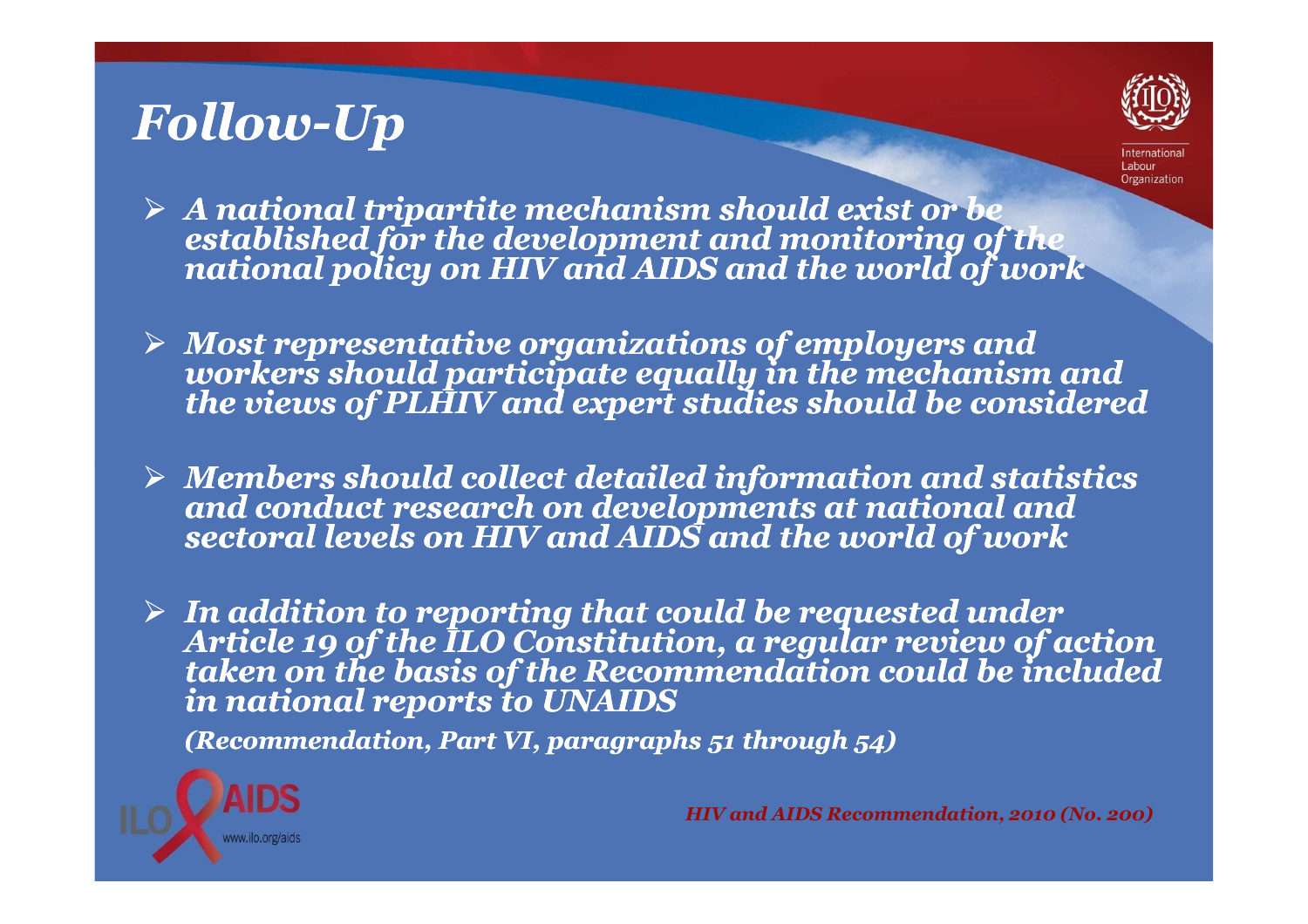# *Follow-Up*

- ***A national tripartite mechanism should exist or be established for the development and monitoring of the national policy on HIV and AIDS and the world of work***
- ***Most representative organizations of employers and workers should participate equally in the mechanism and the views of PLHIV and expert studies should be considered***
- ***Members should collect detailed information and statistics and conduct research on developments at national and sectoral levels on HIV and AIDS and the world of work***
- ***In addition to reporting that could be requested under Article 19 of the ILO Constitution, a regular review of action taken on the basis of the Recommendation could be included in national reports to UNAIDS***

***(Recommendation, Part VI, paragraphs 51 through 54)***

***HIV and AIDS Recommendation, 2010 (No. 200)***